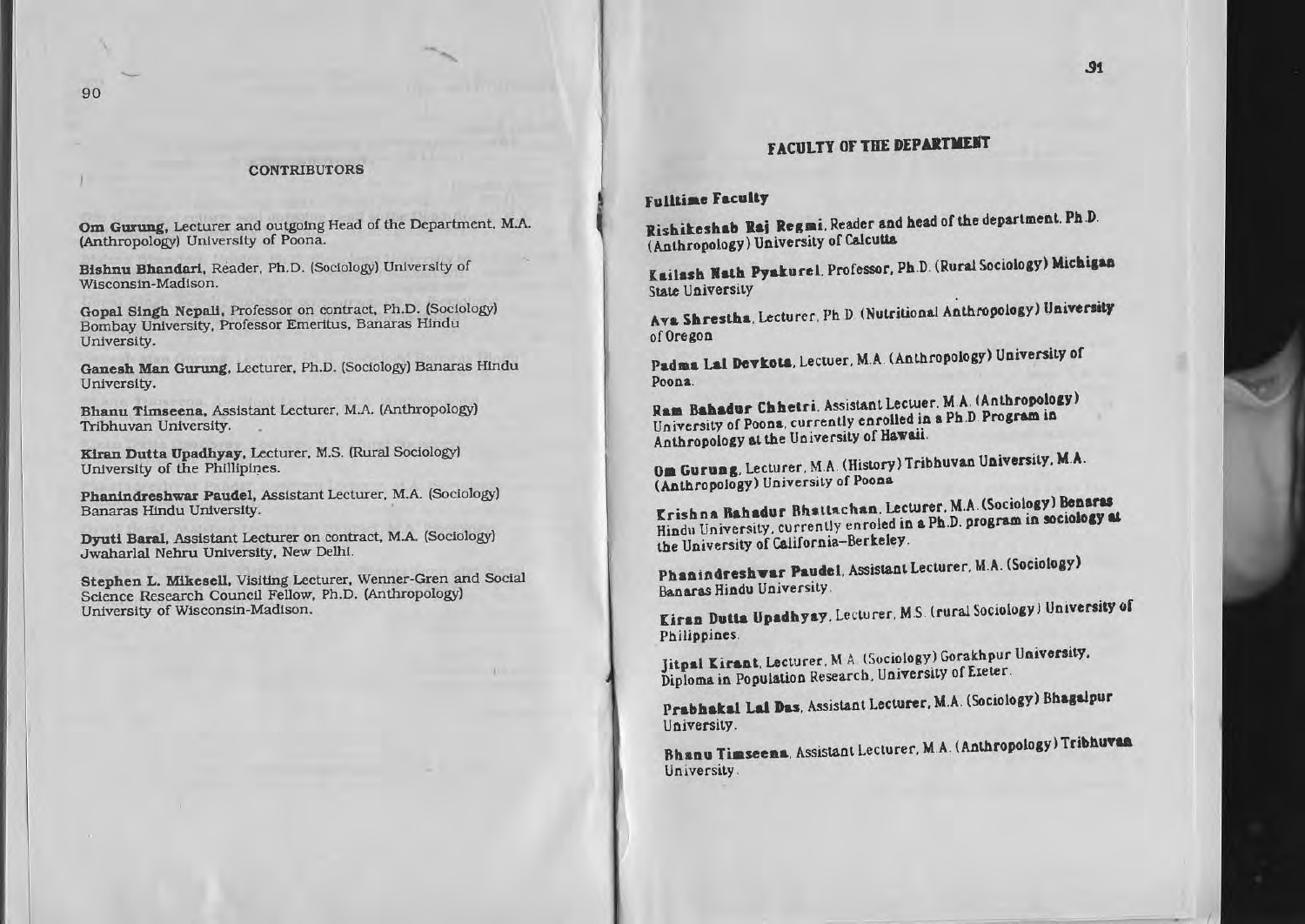## CONTRIBUTORS

**Om Gurung**, Lecturer and outgoing Head of the Department, M.A. (Anthropology) University of Poona.

**Bishnu Bhandari**, Reader, Ph.D. (Sociology) University of Wisconsin-Madison.

**Gopal Singh Nepali**, Professor on contract, Ph.D. (Sociology) Bombay University, Professor Emeritus, Banaras Hindu University.

**Ganesh Man Gurung**, Lecturer, Ph.D. (Sociology) Banaras Hindu University.

**Bhanu Timseena**, Assistant Lecturer, M.A. (Anthropology) Tribhuvan University.

**Kiran Dutta Upadhyay**, Lecturer, M.S. (Rural Sociology) University of the Phillipines.

**Phanindreshwar Paudel**, Assistant Lecturer, M.A. (Sociology) Banaras Hindu University.

**Dyuti Baral**, Assistant Lecturer on contract, M.A. (Sociology) Jwaharlal Nehru University, New Delhi.

**Stephen L. Mikesell**, Visiting Lecturer, Wenner-Gren and Social Science Research Council Fellow, Ph.D. (Anthropology) University of Wisconsin-Madison.

## FACULTY OF THE DEPARTMENT

### Fulltime Faculty

**Rishikeshab Raj Regmi**, Reader and head of the department, Ph.D. (Anthropology) University of Calcutta

**Kailash Nath Pyakurel**, Professor, Ph.D. (Rural Sociology) Michigan State University

**Ava Shrestha**, Lecturer, Ph D (Nutritional Anthropology) University of Oregon

**Padma Lal Devkota**, Lectuer, M.A. (Anthropology) University of Poona.

**Ram Bahadur Chhetri**, Assistant Lectuer, M.A. (Anthropology) University of Poona, currently enrolled in a Ph.D. Program in Anthropology at the University of Hawaii.

**Om Gurung**, Lecturer, M.A. (History) Tribhuvan University, M.A. (Anthropology) University of Poona

**Krishna Bahadur Bhattachan**, Lecturer, M.A. (Sociology) Benaras Hindu University, currently enroled in a Ph.D. program in sociology at the University of California–Berkeley.

**Phanindreshwar Paudel**, Assistant Lecturer, M.A. (Sociology) Banaras Hindu University.

**Kiran Dutta Upadhyay**, Lecturer, M.S. (rural Sociology) University of Philippines.

**Jitpal Kirant**, Lecturer, M.A. (Sociology) Gorakhpur University, Diploma in Population Research, University of Exeter.

**Prabhakal Lal Das**, Assistant Lecturer, M.A. (Sociology) Bhagalpur University.

**Bhanu Timseena**, Assistant Lecturer, M.A. (Anthropology) Tribhuvan University.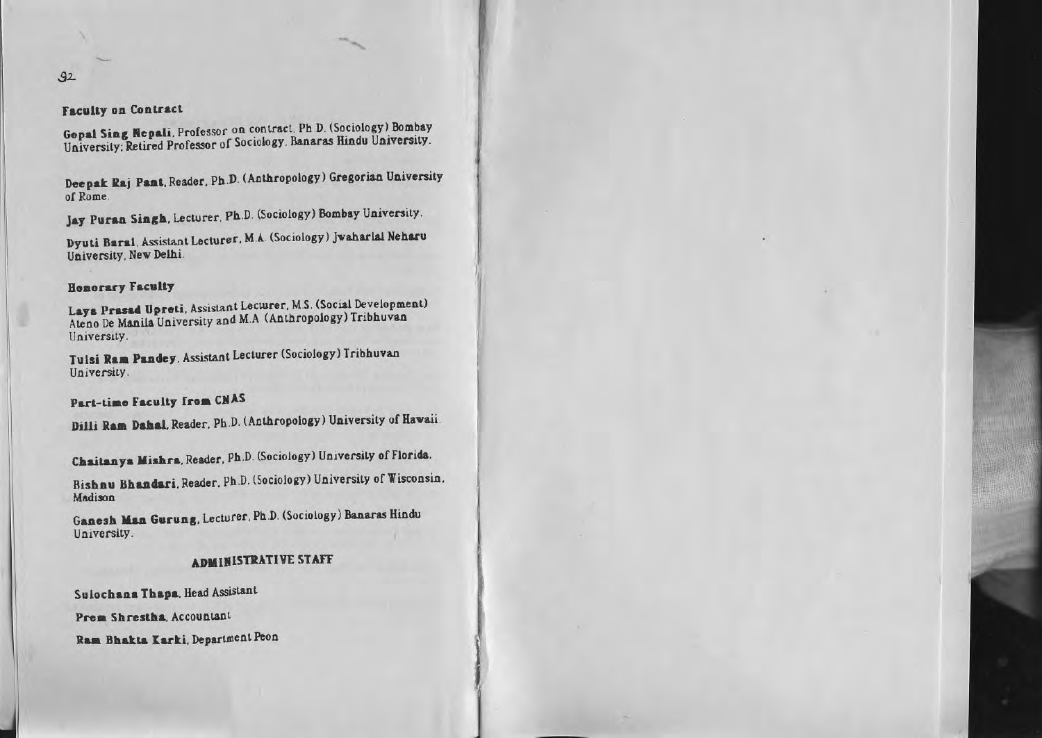### Faculty on Contract

**Gopal Sing Nepali**, Professor on contract. Ph.D. (Sociology) Bombay University; Retired Professor of Sociology, Banaras Hindu University.

**Deepak Raj Pant**, Reader, Ph.D. (Anthropology) Gregorian University of Rome.

**Jay Puran Singh**, Lecturer, Ph.D. (Sociology) Bombay University.

**Dyuti Baral**, Assistant Lecturer, M.A. (Sociology) Jwaharlal Neharu University, New Delhi.

### Honorary Faculty

**Laya Prasad Upreti**, Assistant Lecturer, M.S. (Social Development) Ateno De Manila University and M.A. (Anthropology) Tribhuvan University.

**Tulsi Ram Pandey**, Assistant Lecturer (Sociology) Tribhuvan University.

### Part-time Faculty from CNAS

**Dilli Ram Dahal**, Reader, Ph.D. (Anthropology) University of Hawaii.

**Chaitanya Mishra**, Reader, Ph.D. (Sociology) University of Florida.

**Bishnu Bhandari**, Reader, Ph.D. (Sociology) University of Wisconsin, Madison

**Ganesh Man Gurung**, Lecturer, Ph.D. (Sociology) Banaras Hindu University.

## ADMINISTRATIVE STAFF

**Sulochana Thapa**, Head Assistant

**Prem Shrestha**, Accountant

**Ram Bhakta Karki**, Department Peon